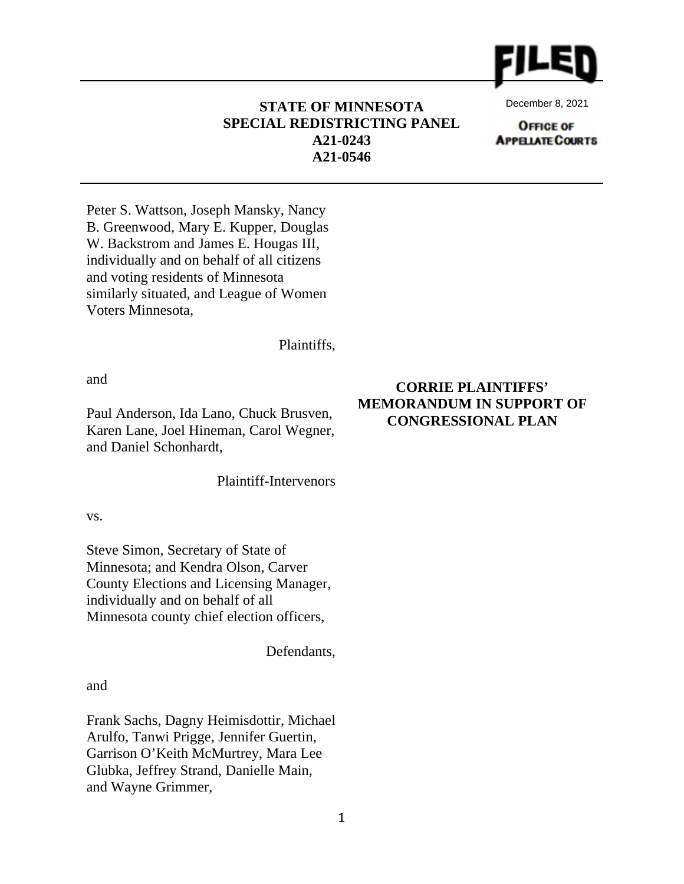FILED

December 8, 2021

OFFICE OF APPELLATE COURTS

**STATE OF MINNESOTA**
**SPECIAL REDISTRICTING PANEL**
**A21-0243**
**A21-0546**

Peter S. Wattson, Joseph Mansky, Nancy B. Greenwood, Mary E. Kupper, Douglas W. Backstrom and James E. Hougas III, individually and on behalf of all citizens and voting residents of Minnesota similarly situated, and League of Women Voters Minnesota,

Plaintiffs,

and

Paul Anderson, Ida Lano, Chuck Brusven, Karen Lane, Joel Hineman, Carol Wegner, and Daniel Schonhardt,

Plaintiff-Intervenors

vs.

Steve Simon, Secretary of State of Minnesota; and Kendra Olson, Carver County Elections and Licensing Manager, individually and on behalf of all Minnesota county chief election officers,

Defendants,

and

Frank Sachs, Dagny Heimisdottir, Michael Arulfo, Tanwi Prigge, Jennifer Guertin, Garrison O'Keith McMurtrey, Mara Lee Glubka, Jeffrey Strand, Danielle Main, and Wayne Grimmer,

**CORRIE PLAINTIFFS' MEMORANDUM IN SUPPORT OF CONGRESSIONAL PLAN**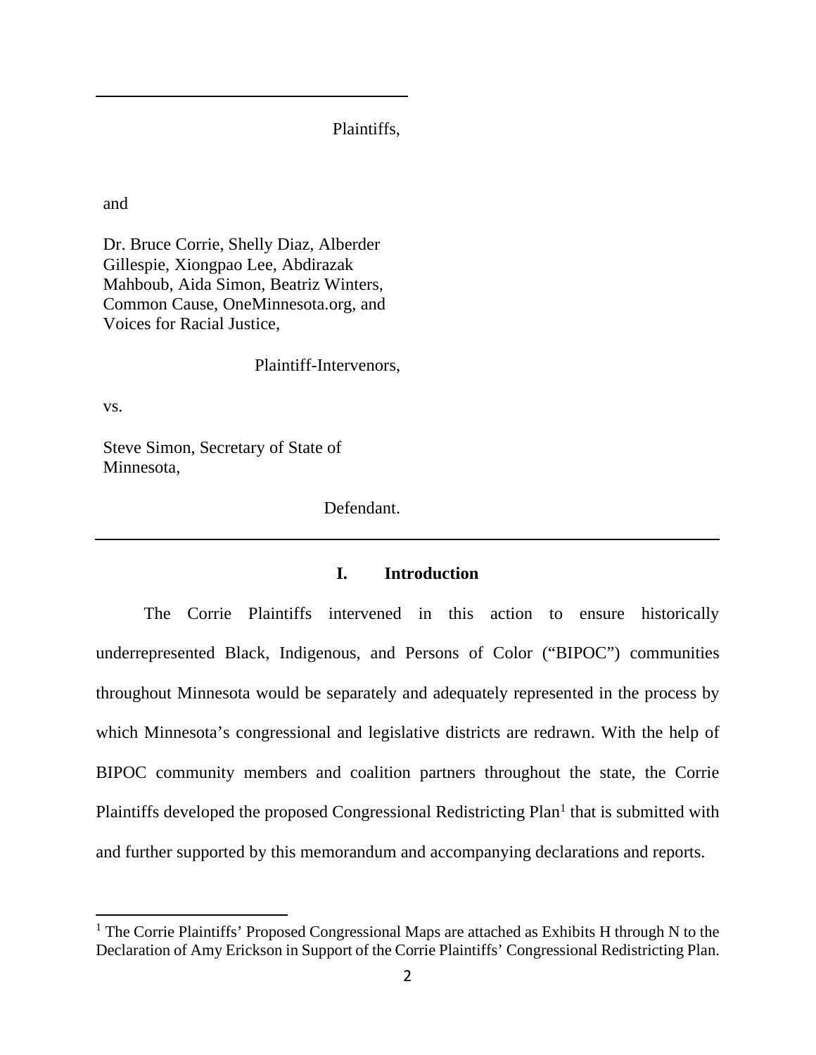Plaintiffs,

and

Dr. Bruce Corrie, Shelly Diaz, Alberder Gillespie, Xiongpao Lee, Abdirazak Mahboub, Aida Simon, Beatriz Winters, Common Cause, OneMinnesota.org, and Voices for Racial Justice,

Plaintiff-Intervenors,

vs.

Steve Simon, Secretary of State of Minnesota,

Defendant.

---

## I. Introduction

The Corrie Plaintiffs intervened in this action to ensure historically underrepresented Black, Indigenous, and Persons of Color ("BIPOC") communities throughout Minnesota would be separately and adequately represented in the process by which Minnesota's congressional and legislative districts are redrawn. With the help of BIPOC community members and coalition partners throughout the state, the Corrie Plaintiffs developed the proposed Congressional Redistricting Plan[1] that is submitted with and further supported by this memorandum and accompanying declarations and reports.

[1] The Corrie Plaintiffs' Proposed Congressional Maps are attached as Exhibits H through N to the Declaration of Amy Erickson in Support of the Corrie Plaintiffs' Congressional Redistricting Plan.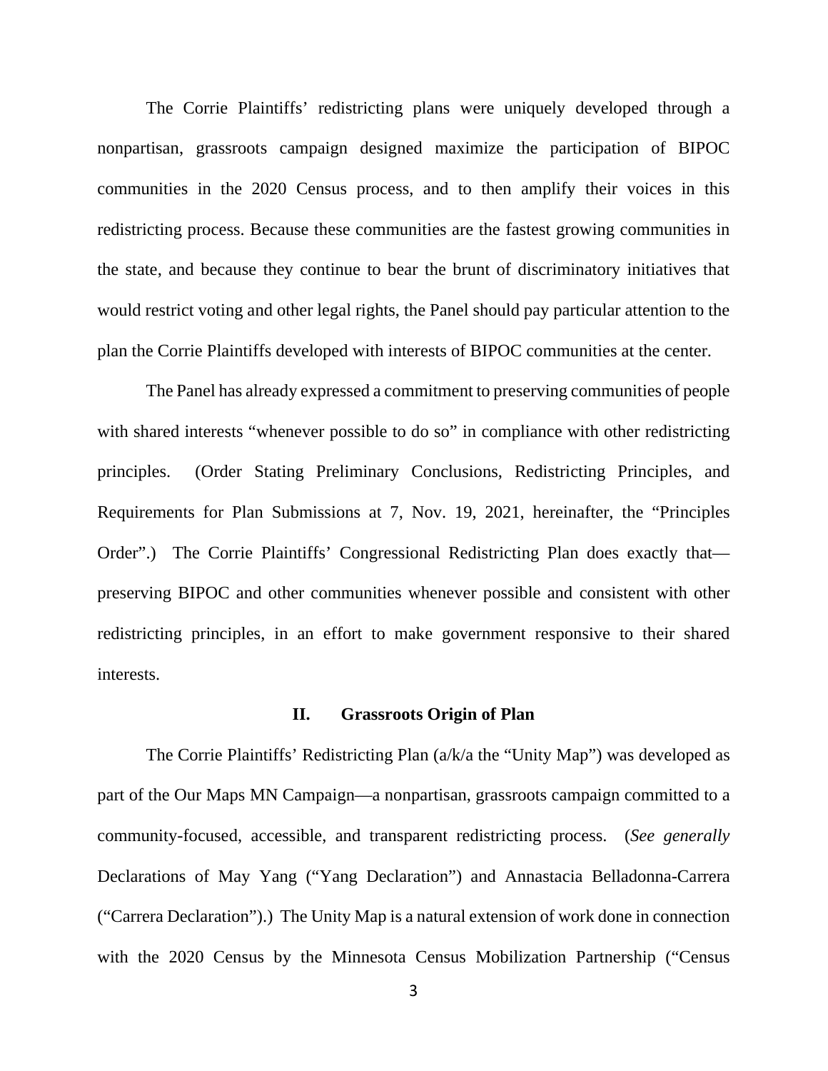The Corrie Plaintiffs' redistricting plans were uniquely developed through a nonpartisan, grassroots campaign designed maximize the participation of BIPOC communities in the 2020 Census process, and to then amplify their voices in this redistricting process. Because these communities are the fastest growing communities in the state, and because they continue to bear the brunt of discriminatory initiatives that would restrict voting and other legal rights, the Panel should pay particular attention to the plan the Corrie Plaintiffs developed with interests of BIPOC communities at the center.

The Panel has already expressed a commitment to preserving communities of people with shared interests "whenever possible to do so" in compliance with other redistricting principles. (Order Stating Preliminary Conclusions, Redistricting Principles, and Requirements for Plan Submissions at 7, Nov. 19, 2021, hereinafter, the "Principles Order".) The Corrie Plaintiffs' Congressional Redistricting Plan does exactly that—preserving BIPOC and other communities whenever possible and consistent with other redistricting principles, in an effort to make government responsive to their shared interests.

## II. Grassroots Origin of Plan

The Corrie Plaintiffs' Redistricting Plan (a/k/a the "Unity Map") was developed as part of the Our Maps MN Campaign—a nonpartisan, grassroots campaign committed to a community-focused, accessible, and transparent redistricting process. (*See generally* Declarations of May Yang ("Yang Declaration") and Annastacia Belladonna-Carrera ("Carrera Declaration").) The Unity Map is a natural extension of work done in connection with the 2020 Census by the Minnesota Census Mobilization Partnership ("Census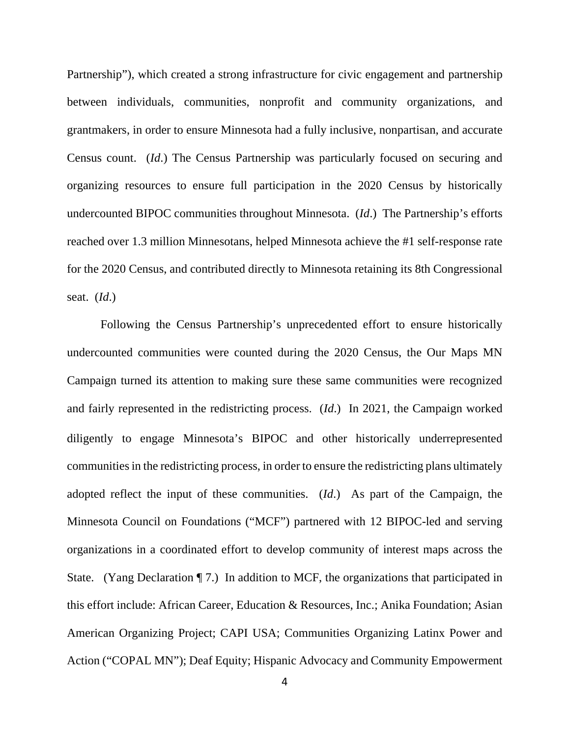Partnership"), which created a strong infrastructure for civic engagement and partnership between individuals, communities, nonprofit and community organizations, and grantmakers, in order to ensure Minnesota had a fully inclusive, nonpartisan, and accurate Census count. (*Id*.) The Census Partnership was particularly focused on securing and organizing resources to ensure full participation in the 2020 Census by historically undercounted BIPOC communities throughout Minnesota. (*Id*.) The Partnership's efforts reached over 1.3 million Minnesotans, helped Minnesota achieve the #1 self-response rate for the 2020 Census, and contributed directly to Minnesota retaining its 8th Congressional seat. (*Id*.)

Following the Census Partnership's unprecedented effort to ensure historically undercounted communities were counted during the 2020 Census, the Our Maps MN Campaign turned its attention to making sure these same communities were recognized and fairly represented in the redistricting process. (*Id*.) In 2021, the Campaign worked diligently to engage Minnesota's BIPOC and other historically underrepresented communities in the redistricting process, in order to ensure the redistricting plans ultimately adopted reflect the input of these communities. (*Id*.) As part of the Campaign, the Minnesota Council on Foundations ("MCF") partnered with 12 BIPOC-led and serving organizations in a coordinated effort to develop community of interest maps across the State. (Yang Declaration ¶ 7.) In addition to MCF, the organizations that participated in this effort include: African Career, Education & Resources, Inc.; Anika Foundation; Asian American Organizing Project; CAPI USA; Communities Organizing Latinx Power and Action ("COPAL MN"); Deaf Equity; Hispanic Advocacy and Community Empowerment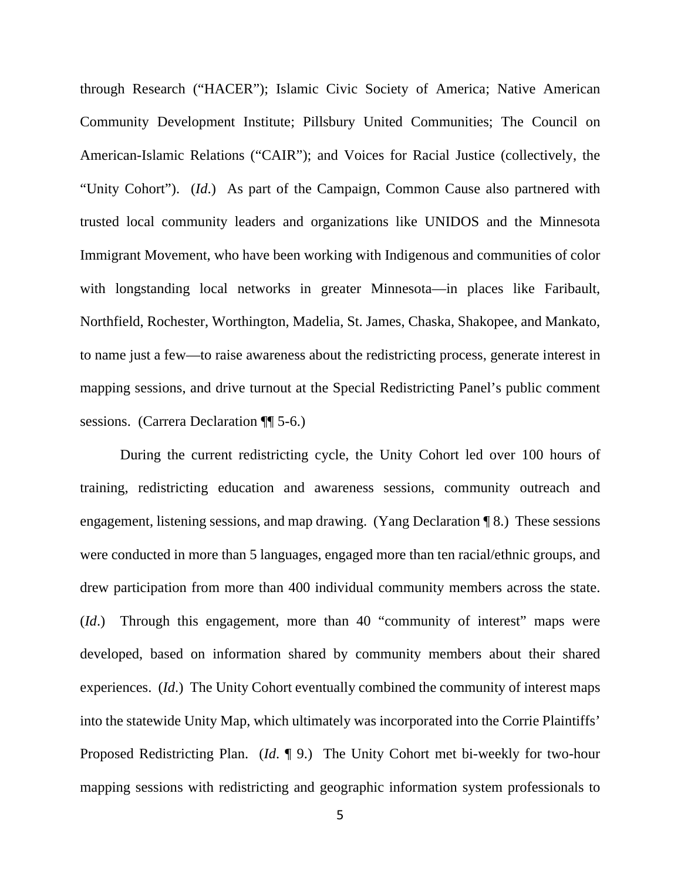through Research ("HACER"); Islamic Civic Society of America; Native American Community Development Institute; Pillsbury United Communities; The Council on American-Islamic Relations ("CAIR"); and Voices for Racial Justice (collectively, the "Unity Cohort"). (*Id*.) As part of the Campaign, Common Cause also partnered with trusted local community leaders and organizations like UNIDOS and the Minnesota Immigrant Movement, who have been working with Indigenous and communities of color with longstanding local networks in greater Minnesota—in places like Faribault, Northfield, Rochester, Worthington, Madelia, St. James, Chaska, Shakopee, and Mankato, to name just a few—to raise awareness about the redistricting process, generate interest in mapping sessions, and drive turnout at the Special Redistricting Panel's public comment sessions. (Carrera Declaration ¶¶ 5-6.)

During the current redistricting cycle, the Unity Cohort led over 100 hours of training, redistricting education and awareness sessions, community outreach and engagement, listening sessions, and map drawing. (Yang Declaration ¶ 8.) These sessions were conducted in more than 5 languages, engaged more than ten racial/ethnic groups, and drew participation from more than 400 individual community members across the state. (*Id*.) Through this engagement, more than 40 "community of interest" maps were developed, based on information shared by community members about their shared experiences. (*Id*.) The Unity Cohort eventually combined the community of interest maps into the statewide Unity Map, which ultimately was incorporated into the Corrie Plaintiffs' Proposed Redistricting Plan. (*Id*. ¶ 9.) The Unity Cohort met bi-weekly for two-hour mapping sessions with redistricting and geographic information system professionals to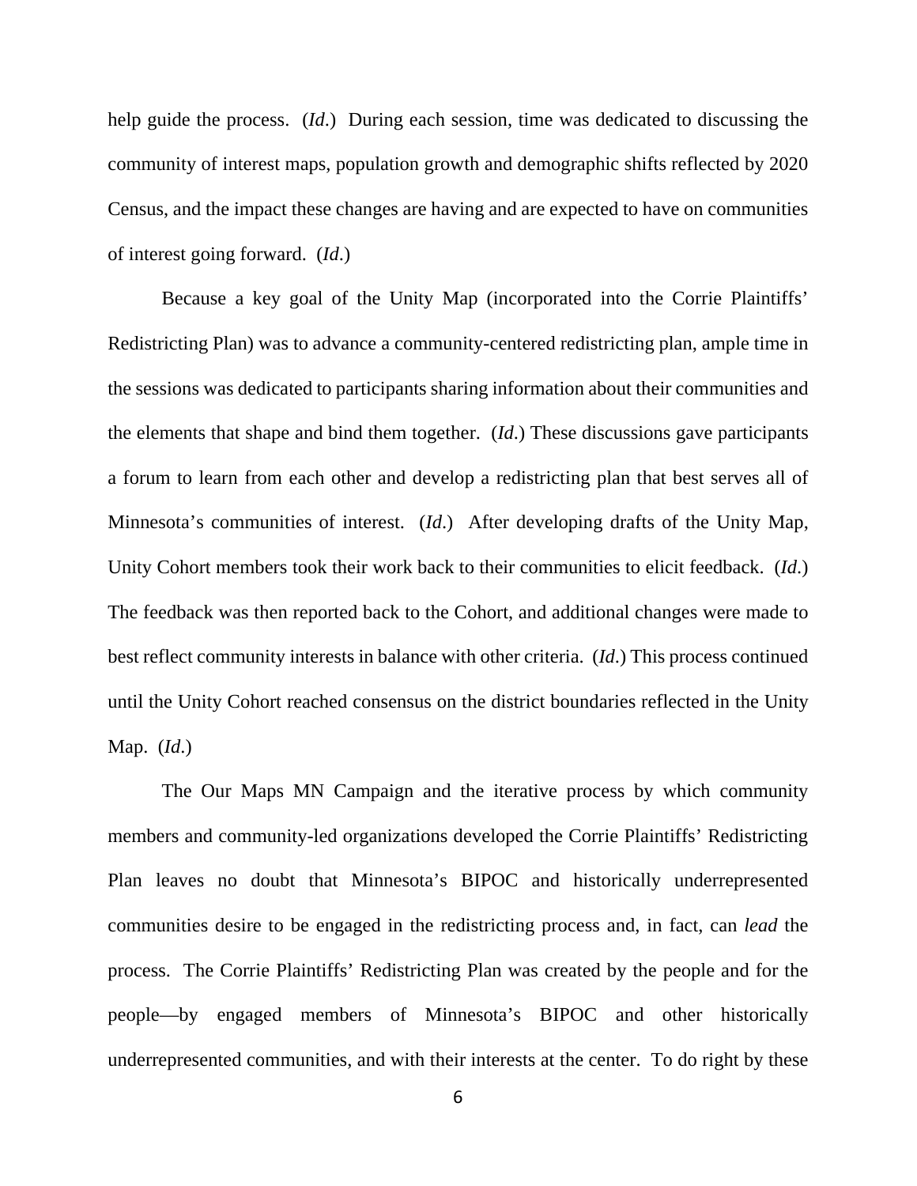help guide the process. (*Id*.) During each session, time was dedicated to discussing the community of interest maps, population growth and demographic shifts reflected by 2020 Census, and the impact these changes are having and are expected to have on communities of interest going forward. (*Id*.)

Because a key goal of the Unity Map (incorporated into the Corrie Plaintiffs' Redistricting Plan) was to advance a community-centered redistricting plan, ample time in the sessions was dedicated to participants sharing information about their communities and the elements that shape and bind them together. (*Id*.) These discussions gave participants a forum to learn from each other and develop a redistricting plan that best serves all of Minnesota's communities of interest. (*Id*.) After developing drafts of the Unity Map, Unity Cohort members took their work back to their communities to elicit feedback. (*Id*.) The feedback was then reported back to the Cohort, and additional changes were made to best reflect community interests in balance with other criteria. (*Id*.) This process continued until the Unity Cohort reached consensus on the district boundaries reflected in the Unity Map. (*Id*.)

The Our Maps MN Campaign and the iterative process by which community members and community-led organizations developed the Corrie Plaintiffs' Redistricting Plan leaves no doubt that Minnesota's BIPOC and historically underrepresented communities desire to be engaged in the redistricting process and, in fact, can *lead* the process. The Corrie Plaintiffs' Redistricting Plan was created by the people and for the people—by engaged members of Minnesota's BIPOC and other historically underrepresented communities, and with their interests at the center. To do right by these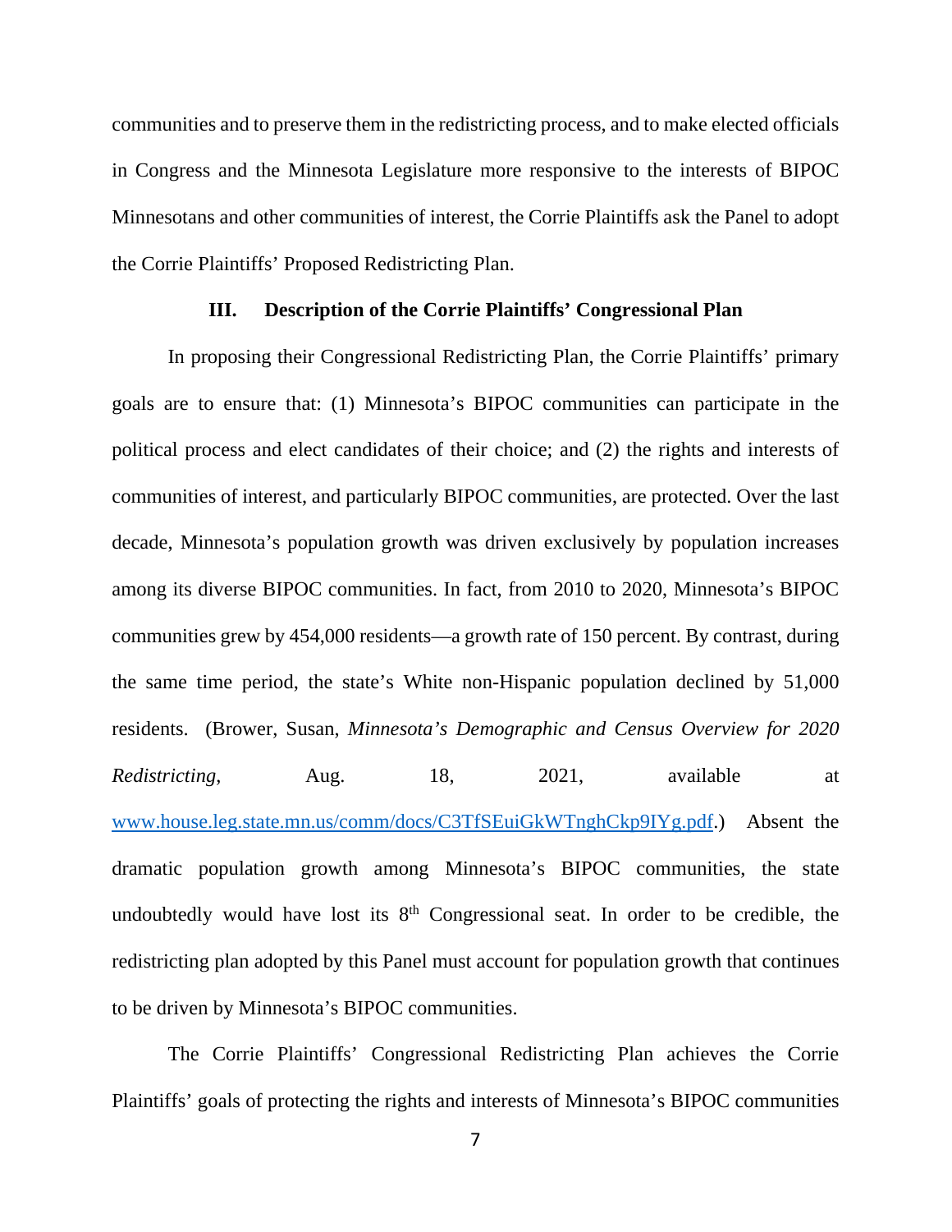communities and to preserve them in the redistricting process, and to make elected officials in Congress and the Minnesota Legislature more responsive to the interests of BIPOC Minnesotans and other communities of interest, the Corrie Plaintiffs ask the Panel to adopt the Corrie Plaintiffs' Proposed Redistricting Plan.

### III. Description of the Corrie Plaintiffs' Congressional Plan

In proposing their Congressional Redistricting Plan, the Corrie Plaintiffs' primary goals are to ensure that: (1) Minnesota's BIPOC communities can participate in the political process and elect candidates of their choice; and (2) the rights and interests of communities of interest, and particularly BIPOC communities, are protected. Over the last decade, Minnesota's population growth was driven exclusively by population increases among its diverse BIPOC communities. In fact, from 2010 to 2020, Minnesota's BIPOC communities grew by 454,000 residents—a growth rate of 150 percent. By contrast, during the same time period, the state's White non-Hispanic population declined by 51,000 residents. (Brower, Susan, *Minnesota's Demographic and Census Overview for 2020 Redistricting*, Aug. 18, 2021, available at [www.house.leg.state.mn.us/comm/docs/C3TfSEuiGkWTnghCkp9IYg.pdf](www.house.leg.state.mn.us/comm/docs/C3TfSEuiGkWTnghCkp9IYg.pdf).) Absent the dramatic population growth among Minnesota's BIPOC communities, the state undoubtedly would have lost its 8th Congressional seat. In order to be credible, the redistricting plan adopted by this Panel must account for population growth that continues to be driven by Minnesota's BIPOC communities.

The Corrie Plaintiffs' Congressional Redistricting Plan achieves the Corrie Plaintiffs' goals of protecting the rights and interests of Minnesota's BIPOC communities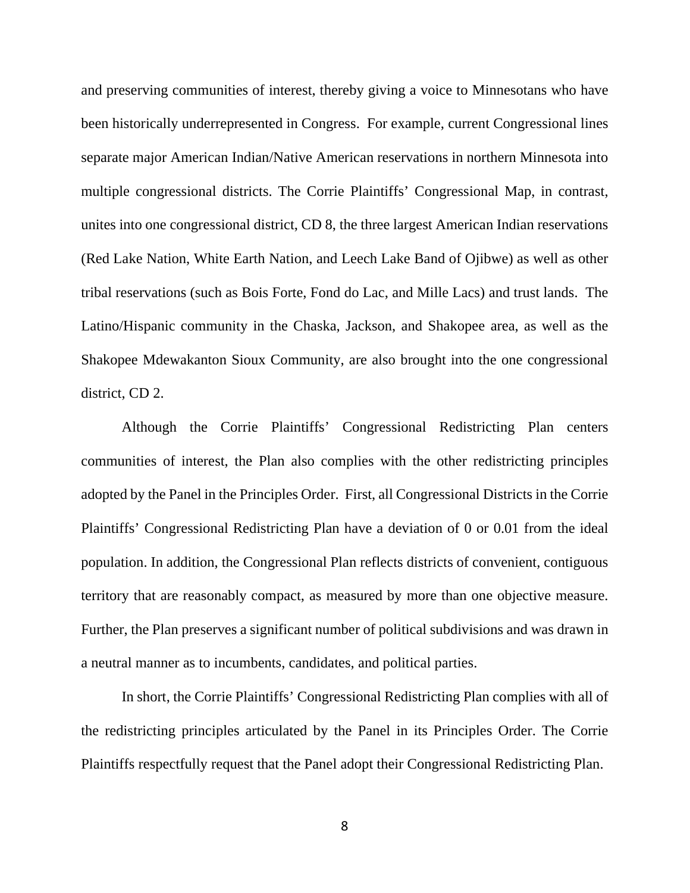and preserving communities of interest, thereby giving a voice to Minnesotans who have been historically underrepresented in Congress. For example, current Congressional lines separate major American Indian/Native American reservations in northern Minnesota into multiple congressional districts. The Corrie Plaintiffs' Congressional Map, in contrast, unites into one congressional district, CD 8, the three largest American Indian reservations (Red Lake Nation, White Earth Nation, and Leech Lake Band of Ojibwe) as well as other tribal reservations (such as Bois Forte, Fond do Lac, and Mille Lacs) and trust lands. The Latino/Hispanic community in the Chaska, Jackson, and Shakopee area, as well as the Shakopee Mdewakanton Sioux Community, are also brought into the one congressional district, CD 2.

Although the Corrie Plaintiffs' Congressional Redistricting Plan centers communities of interest, the Plan also complies with the other redistricting principles adopted by the Panel in the Principles Order. First, all Congressional Districts in the Corrie Plaintiffs' Congressional Redistricting Plan have a deviation of 0 or 0.01 from the ideal population. In addition, the Congressional Plan reflects districts of convenient, contiguous territory that are reasonably compact, as measured by more than one objective measure. Further, the Plan preserves a significant number of political subdivisions and was drawn in a neutral manner as to incumbents, candidates, and political parties.

In short, the Corrie Plaintiffs' Congressional Redistricting Plan complies with all of the redistricting principles articulated by the Panel in its Principles Order. The Corrie Plaintiffs respectfully request that the Panel adopt their Congressional Redistricting Plan.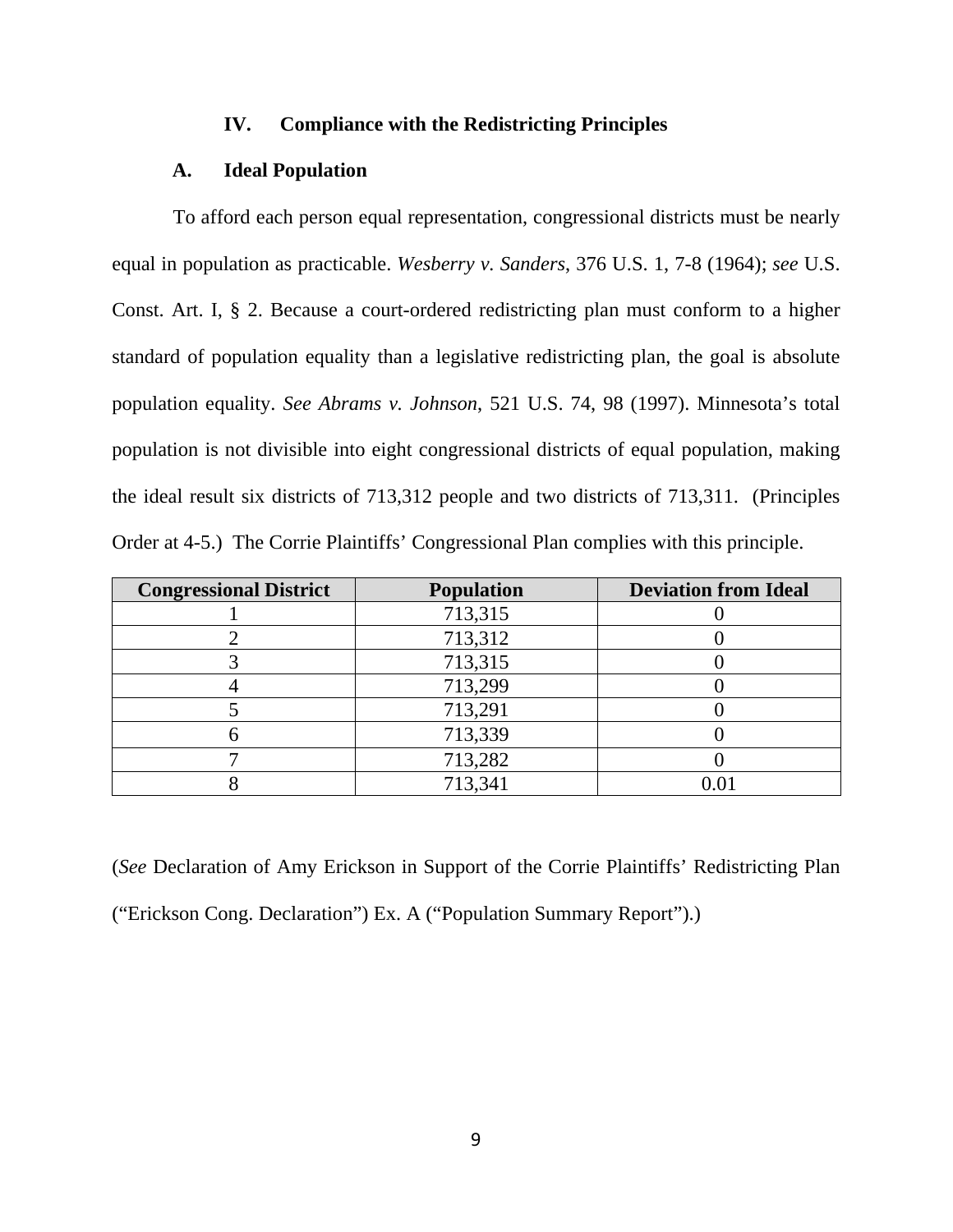### IV. Compliance with the Redistricting Principles

#### A. Ideal Population

To afford each person equal representation, congressional districts must be nearly equal in population as practicable. *Wesberry v. Sanders*, 376 U.S. 1, 7-8 (1964); *see* U.S. Const. Art. I, § 2. Because a court-ordered redistricting plan must conform to a higher standard of population equality than a legislative redistricting plan, the goal is absolute population equality. *See Abrams v. Johnson*, 521 U.S. 74, 98 (1997). Minnesota's total population is not divisible into eight congressional districts of equal population, making the ideal result six districts of 713,312 people and two districts of 713,311. (Principles Order at 4-5.) The Corrie Plaintiffs' Congressional Plan complies with this principle.

| Congressional District | Population | Deviation from Ideal |
|---|---|---|
| 1 | 713,315 | 0 |
| 2 | 713,312 | 0 |
| 3 | 713,315 | 0 |
| 4 | 713,299 | 0 |
| 5 | 713,291 | 0 |
| 6 | 713,339 | 0 |
| 7 | 713,282 | 0 |
| 8 | 713,341 | 0.01 |

(*See* Declaration of Amy Erickson in Support of the Corrie Plaintiffs' Redistricting Plan ("Erickson Cong. Declaration") Ex. A ("Population Summary Report").)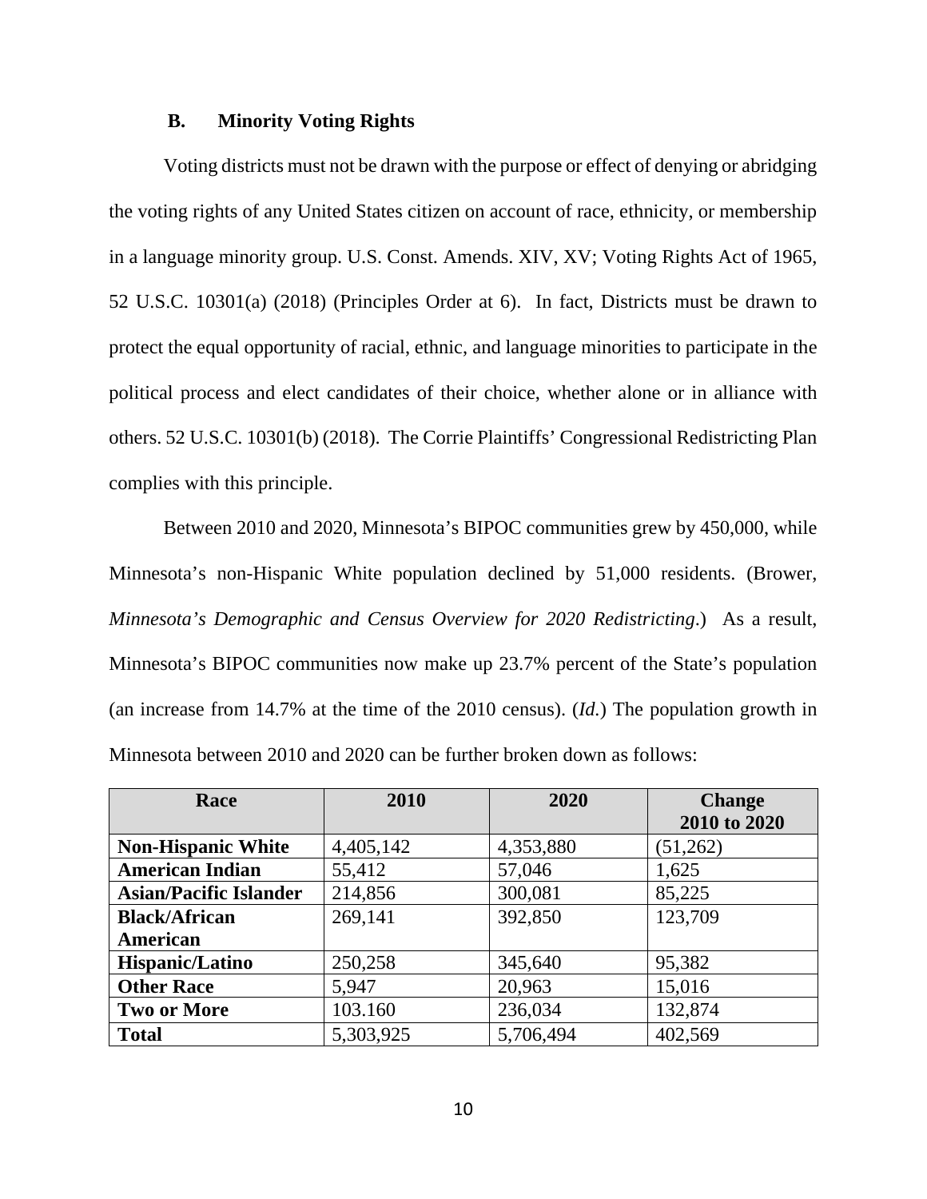### B. Minority Voting Rights

Voting districts must not be drawn with the purpose or effect of denying or abridging the voting rights of any United States citizen on account of race, ethnicity, or membership in a language minority group. U.S. Const. Amends. XIV, XV; Voting Rights Act of 1965, 52 U.S.C. 10301(a) (2018) (Principles Order at 6). In fact, Districts must be drawn to protect the equal opportunity of racial, ethnic, and language minorities to participate in the political process and elect candidates of their choice, whether alone or in alliance with others. 52 U.S.C. 10301(b) (2018). The Corrie Plaintiffs' Congressional Redistricting Plan complies with this principle.

Between 2010 and 2020, Minnesota's BIPOC communities grew by 450,000, while Minnesota's non-Hispanic White population declined by 51,000 residents. (Brower, *Minnesota's Demographic and Census Overview for 2020 Redistricting*.) As a result, Minnesota's BIPOC communities now make up 23.7% percent of the State's population (an increase from 14.7% at the time of the 2010 census). (*Id.*) The population growth in Minnesota between 2010 and 2020 can be further broken down as follows:

| Race | 2010 | 2020 | Change 2010 to 2020 |
|---|---|---|---|
| **Non-Hispanic White** | 4,405,142 | 4,353,880 | (51,262) |
| **American Indian** | 55,412 | 57,046 | 1,625 |
| **Asian/Pacific Islander** | 214,856 | 300,081 | 85,225 |
| **Black/African American** | 269,141 | 392,850 | 123,709 |
| **Hispanic/Latino** | 250,258 | 345,640 | 95,382 |
| **Other Race** | 5,947 | 20,963 | 15,016 |
| **Two or More** | 103.160 | 236,034 | 132,874 |
| **Total** | 5,303,925 | 5,706,494 | 402,569 |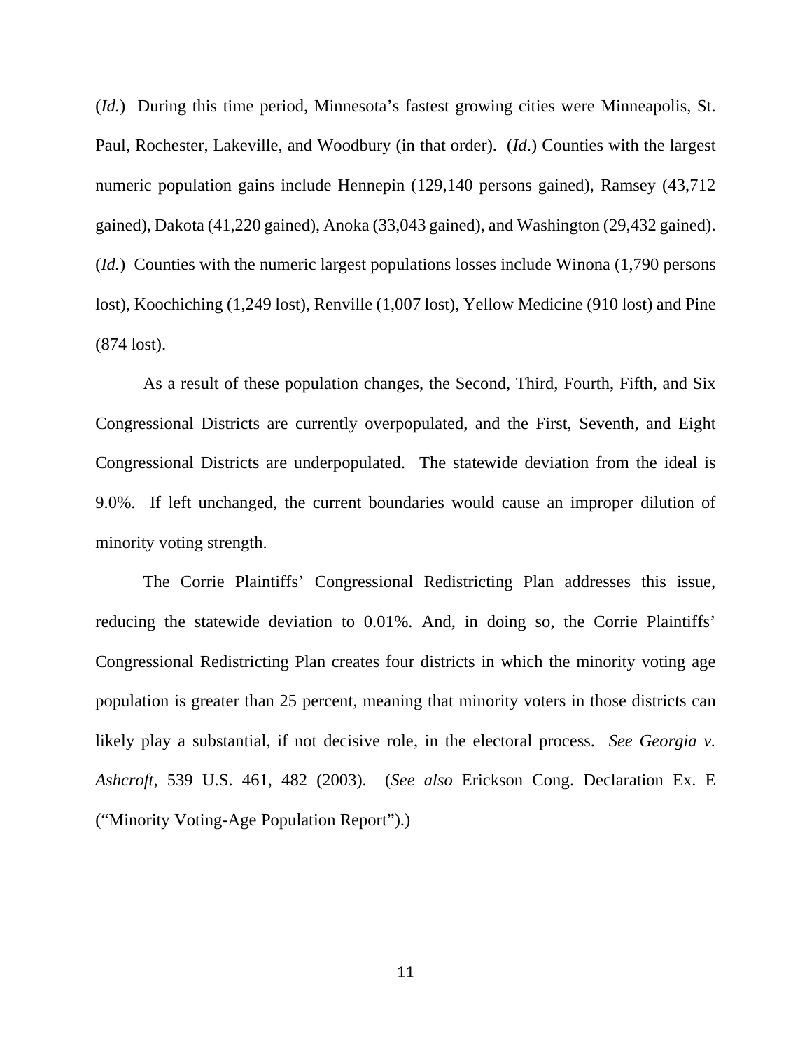(*Id.*) During this time period, Minnesota's fastest growing cities were Minneapolis, St. Paul, Rochester, Lakeville, and Woodbury (in that order). (*Id*.) Counties with the largest numeric population gains include Hennepin (129,140 persons gained), Ramsey (43,712 gained), Dakota (41,220 gained), Anoka (33,043 gained), and Washington (29,432 gained). (*Id.*) Counties with the numeric largest populations losses include Winona (1,790 persons lost), Koochiching (1,249 lost), Renville (1,007 lost), Yellow Medicine (910 lost) and Pine (874 lost).

As a result of these population changes, the Second, Third, Fourth, Fifth, and Six Congressional Districts are currently overpopulated, and the First, Seventh, and Eight Congressional Districts are underpopulated. The statewide deviation from the ideal is 9.0%. If left unchanged, the current boundaries would cause an improper dilution of minority voting strength.

The Corrie Plaintiffs' Congressional Redistricting Plan addresses this issue, reducing the statewide deviation to 0.01%. And, in doing so, the Corrie Plaintiffs' Congressional Redistricting Plan creates four districts in which the minority voting age population is greater than 25 percent, meaning that minority voters in those districts can likely play a substantial, if not decisive role, in the electoral process. *See Georgia v. Ashcroft*, 539 U.S. 461, 482 (2003). (*See also* Erickson Cong. Declaration Ex. E ("Minority Voting-Age Population Report").)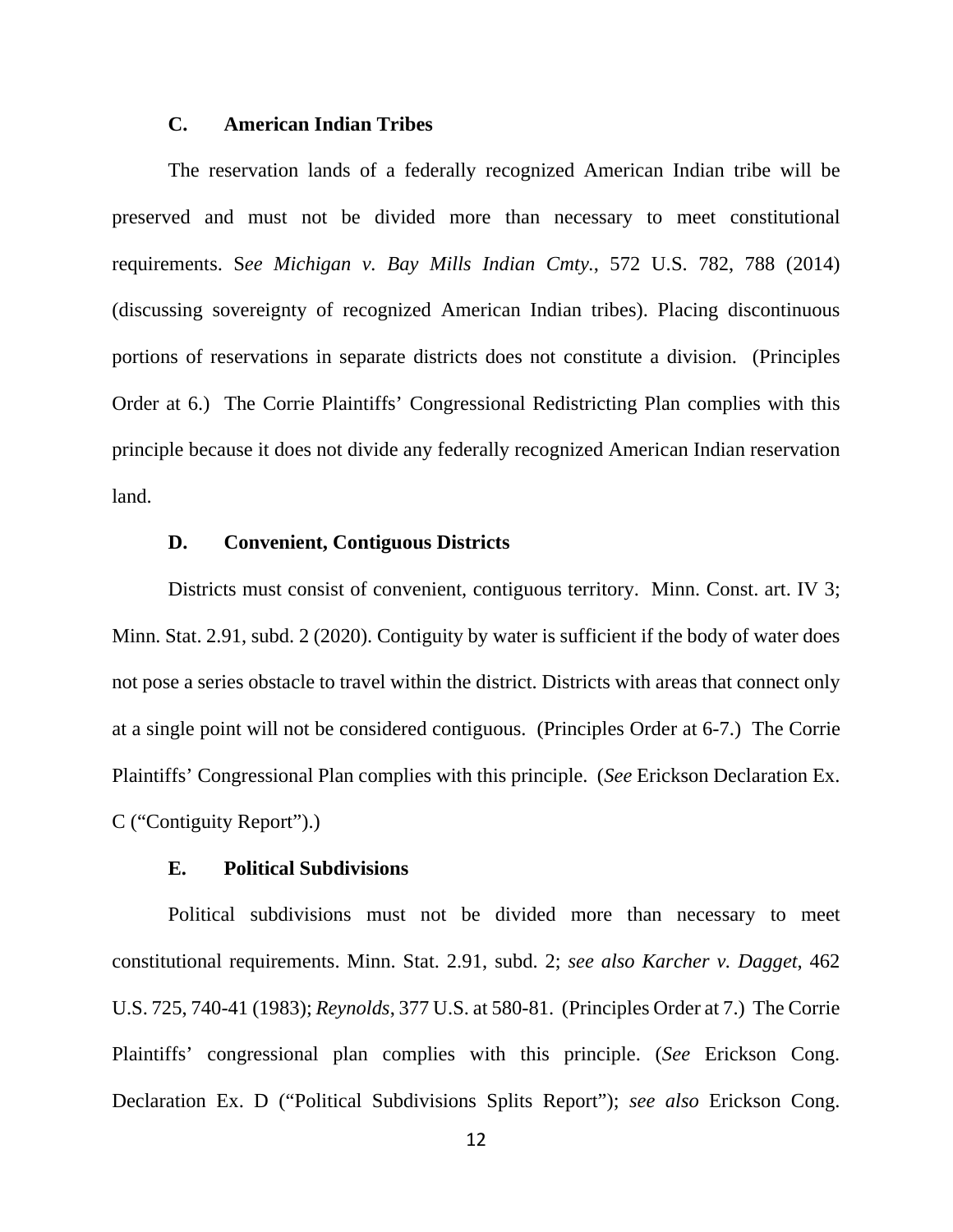### C. American Indian Tribes

The reservation lands of a federally recognized American Indian tribe will be preserved and must not be divided more than necessary to meet constitutional requirements. S*ee Michigan v. Bay Mills Indian Cmty.*, 572 U.S. 782, 788 (2014) (discussing sovereignty of recognized American Indian tribes). Placing discontinuous portions of reservations in separate districts does not constitute a division. (Principles Order at 6.) The Corrie Plaintiffs' Congressional Redistricting Plan complies with this principle because it does not divide any federally recognized American Indian reservation land.

### D. Convenient, Contiguous Districts

Districts must consist of convenient, contiguous territory. Minn. Const. art. IV 3; Minn. Stat. 2.91, subd. 2 (2020). Contiguity by water is sufficient if the body of water does not pose a series obstacle to travel within the district. Districts with areas that connect only at a single point will not be considered contiguous. (Principles Order at 6-7.) The Corrie Plaintiffs' Congressional Plan complies with this principle. (*See* Erickson Declaration Ex. C ("Contiguity Report").)

### E. Political Subdivisions

Political subdivisions must not be divided more than necessary to meet constitutional requirements. Minn. Stat. 2.91, subd. 2; *see also Karcher v. Dagget*, 462 U.S. 725, 740-41 (1983); *Reynolds*, 377 U.S. at 580-81. (Principles Order at 7.) The Corrie Plaintiffs' congressional plan complies with this principle. (*See* Erickson Cong. Declaration Ex. D ("Political Subdivisions Splits Report"); *see also* Erickson Cong.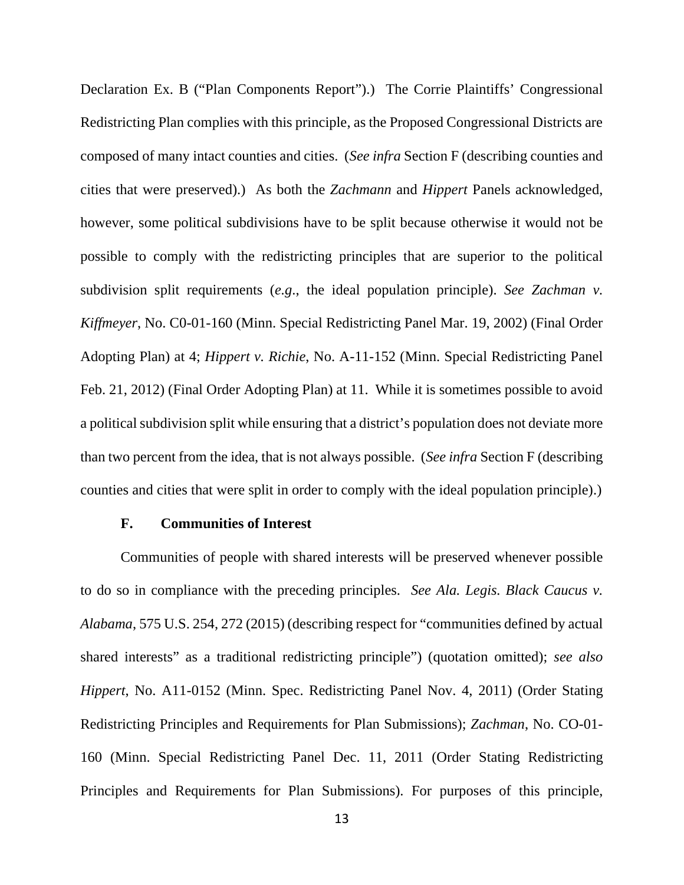Declaration Ex. B ("Plan Components Report").) The Corrie Plaintiffs' Congressional Redistricting Plan complies with this principle, as the Proposed Congressional Districts are composed of many intact counties and cities. (*See infra* Section F (describing counties and cities that were preserved).) As both the *Zachmann* and *Hippert* Panels acknowledged, however, some political subdivisions have to be split because otherwise it would not be possible to comply with the redistricting principles that are superior to the political subdivision split requirements (*e.g.*, the ideal population principle). *See Zachman v. Kiffmeyer*, No. C0-01-160 (Minn. Special Redistricting Panel Mar. 19, 2002) (Final Order Adopting Plan) at 4; *Hippert v. Richie*, No. A-11-152 (Minn. Special Redistricting Panel Feb. 21, 2012) (Final Order Adopting Plan) at 11. While it is sometimes possible to avoid a political subdivision split while ensuring that a district's population does not deviate more than two percent from the idea, that is not always possible. (*See infra* Section F (describing counties and cities that were split in order to comply with the ideal population principle).)

### F. Communities of Interest

Communities of people with shared interests will be preserved whenever possible to do so in compliance with the preceding principles. *See Ala. Legis. Black Caucus v. Alabama*, 575 U.S. 254, 272 (2015) (describing respect for "communities defined by actual shared interests" as a traditional redistricting principle") (quotation omitted); *see also Hippert*, No. A11-0152 (Minn. Spec. Redistricting Panel Nov. 4, 2011) (Order Stating Redistricting Principles and Requirements for Plan Submissions); *Zachman*, No. CO-01-160 (Minn. Special Redistricting Panel Dec. 11, 2011 (Order Stating Redistricting Principles and Requirements for Plan Submissions). For purposes of this principle,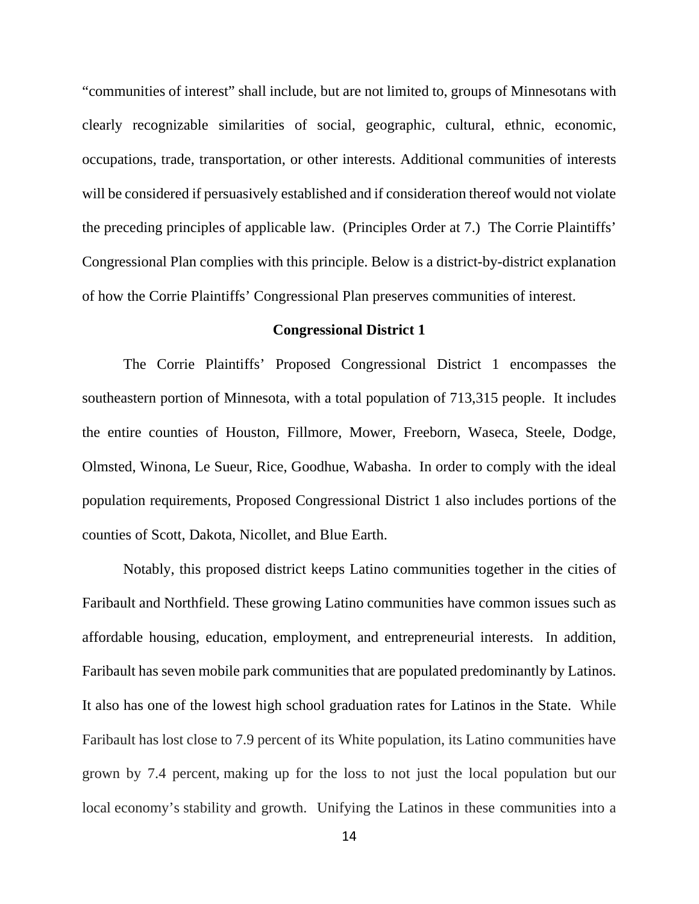"communities of interest" shall include, but are not limited to, groups of Minnesotans with clearly recognizable similarities of social, geographic, cultural, ethnic, economic, occupations, trade, transportation, or other interests. Additional communities of interests will be considered if persuasively established and if consideration thereof would not violate the preceding principles of applicable law. (Principles Order at 7.) The Corrie Plaintiffs' Congressional Plan complies with this principle. Below is a district-by-district explanation of how the Corrie Plaintiffs' Congressional Plan preserves communities of interest.

**Congressional District 1**

The Corrie Plaintiffs' Proposed Congressional District 1 encompasses the southeastern portion of Minnesota, with a total population of 713,315 people. It includes the entire counties of Houston, Fillmore, Mower, Freeborn, Waseca, Steele, Dodge, Olmsted, Winona, Le Sueur, Rice, Goodhue, Wabasha. In order to comply with the ideal population requirements, Proposed Congressional District 1 also includes portions of the counties of Scott, Dakota, Nicollet, and Blue Earth.

Notably, this proposed district keeps Latino communities together in the cities of Faribault and Northfield. These growing Latino communities have common issues such as affordable housing, education, employment, and entrepreneurial interests. In addition, Faribault has seven mobile park communities that are populated predominantly by Latinos. It also has one of the lowest high school graduation rates for Latinos in the State. While Faribault has lost close to 7.9 percent of its White population, its Latino communities have grown by 7.4 percent, making up for the loss to not just the local population but our local economy's stability and growth. Unifying the Latinos in these communities into a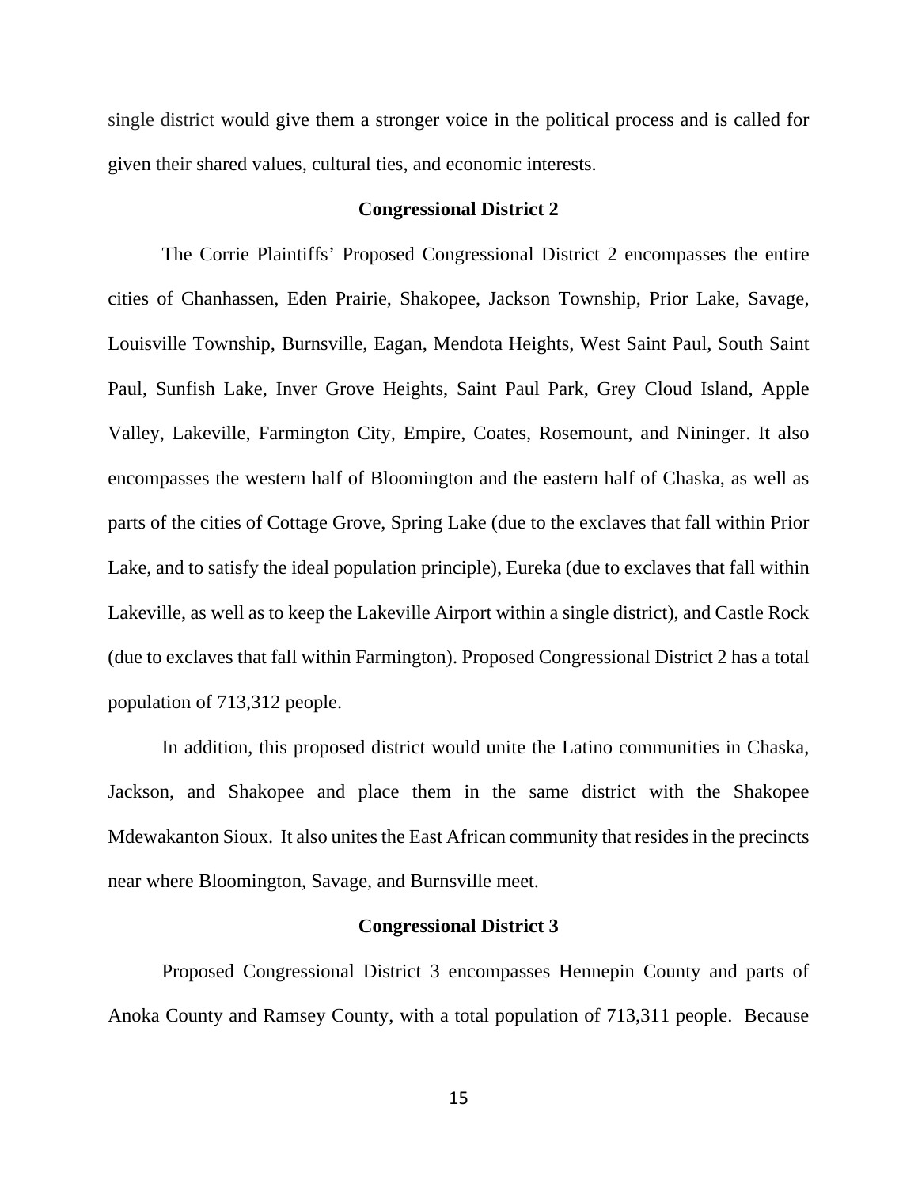single district would give them a stronger voice in the political process and is called for given their shared values, cultural ties, and economic interests.

**Congressional District 2**

The Corrie Plaintiffs' Proposed Congressional District 2 encompasses the entire cities of Chanhassen, Eden Prairie, Shakopee, Jackson Township, Prior Lake, Savage, Louisville Township, Burnsville, Eagan, Mendota Heights, West Saint Paul, South Saint Paul, Sunfish Lake, Inver Grove Heights, Saint Paul Park, Grey Cloud Island, Apple Valley, Lakeville, Farmington City, Empire, Coates, Rosemount, and Nininger. It also encompasses the western half of Bloomington and the eastern half of Chaska, as well as parts of the cities of Cottage Grove, Spring Lake (due to the exclaves that fall within Prior Lake, and to satisfy the ideal population principle), Eureka (due to exclaves that fall within Lakeville, as well as to keep the Lakeville Airport within a single district), and Castle Rock (due to exclaves that fall within Farmington). Proposed Congressional District 2 has a total population of 713,312 people.

In addition, this proposed district would unite the Latino communities in Chaska, Jackson, and Shakopee and place them in the same district with the Shakopee Mdewakanton Sioux. It also unites the East African community that resides in the precincts near where Bloomington, Savage, and Burnsville meet.

**Congressional District 3**

Proposed Congressional District 3 encompasses Hennepin County and parts of Anoka County and Ramsey County, with a total population of 713,311 people. Because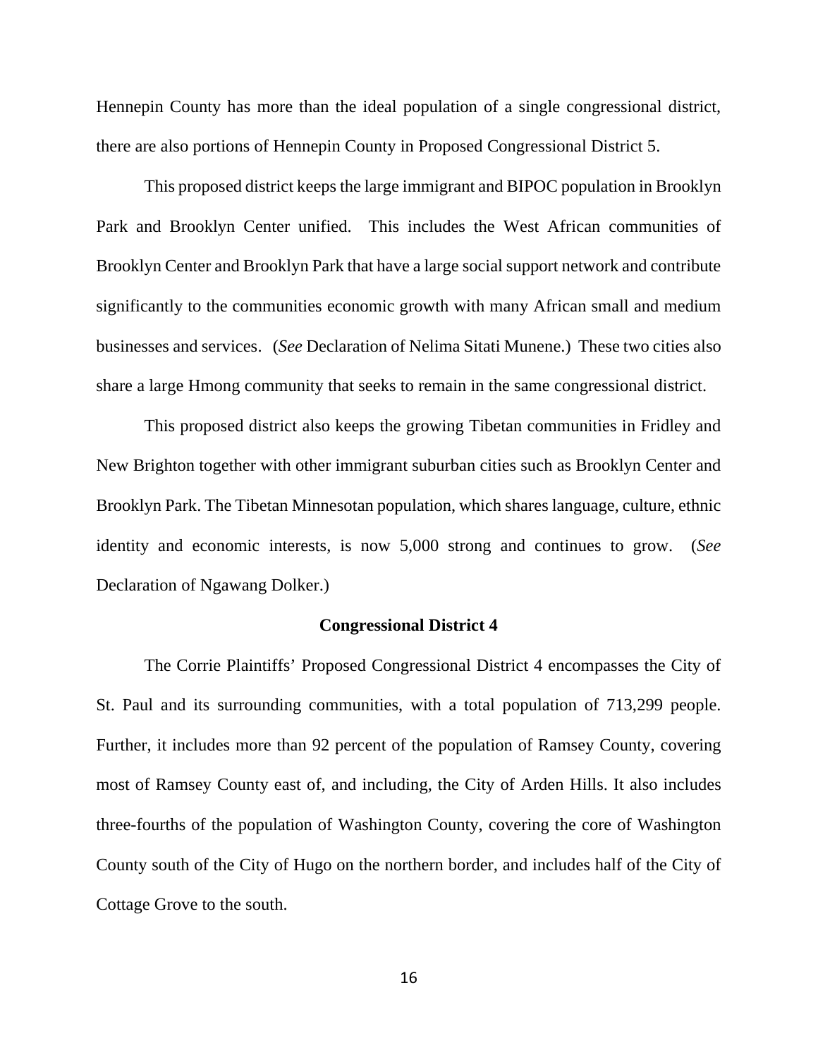Hennepin County has more than the ideal population of a single congressional district, there are also portions of Hennepin County in Proposed Congressional District 5.

This proposed district keeps the large immigrant and BIPOC population in Brooklyn Park and Brooklyn Center unified. This includes the West African communities of Brooklyn Center and Brooklyn Park that have a large social support network and contribute significantly to the communities economic growth with many African small and medium businesses and services. (*See* Declaration of Nelima Sitati Munene.) These two cities also share a large Hmong community that seeks to remain in the same congressional district.

This proposed district also keeps the growing Tibetan communities in Fridley and New Brighton together with other immigrant suburban cities such as Brooklyn Center and Brooklyn Park. The Tibetan Minnesotan population, which shares language, culture, ethnic identity and economic interests, is now 5,000 strong and continues to grow. (*See* Declaration of Ngawang Dolker.)

**Congressional District 4**

The Corrie Plaintiffs' Proposed Congressional District 4 encompasses the City of St. Paul and its surrounding communities, with a total population of 713,299 people. Further, it includes more than 92 percent of the population of Ramsey County, covering most of Ramsey County east of, and including, the City of Arden Hills. It also includes three-fourths of the population of Washington County, covering the core of Washington County south of the City of Hugo on the northern border, and includes half of the City of Cottage Grove to the south.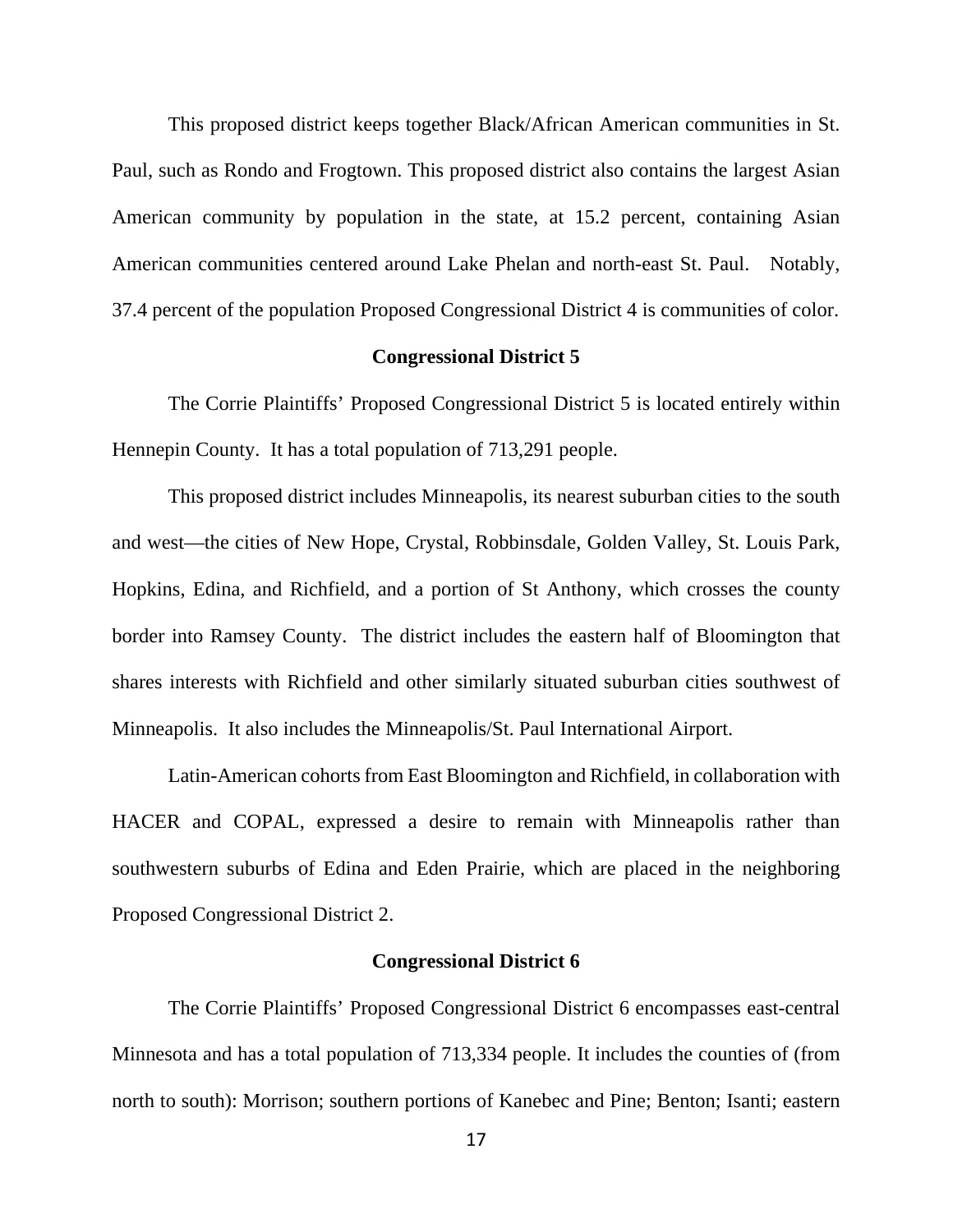This proposed district keeps together Black/African American communities in St. Paul, such as Rondo and Frogtown. This proposed district also contains the largest Asian American community by population in the state, at 15.2 percent, containing Asian American communities centered around Lake Phelan and north-east St. Paul. Notably, 37.4 percent of the population Proposed Congressional District 4 is communities of color.

### Congressional District 5

The Corrie Plaintiffs' Proposed Congressional District 5 is located entirely within Hennepin County. It has a total population of 713,291 people.

This proposed district includes Minneapolis, its nearest suburban cities to the south and west—the cities of New Hope, Crystal, Robbinsdale, Golden Valley, St. Louis Park, Hopkins, Edina, and Richfield, and a portion of St Anthony, which crosses the county border into Ramsey County. The district includes the eastern half of Bloomington that shares interests with Richfield and other similarly situated suburban cities southwest of Minneapolis. It also includes the Minneapolis/St. Paul International Airport.

Latin-American cohorts from East Bloomington and Richfield, in collaboration with HACER and COPAL, expressed a desire to remain with Minneapolis rather than southwestern suburbs of Edina and Eden Prairie, which are placed in the neighboring Proposed Congressional District 2.

### Congressional District 6

The Corrie Plaintiffs' Proposed Congressional District 6 encompasses east-central Minnesota and has a total population of 713,334 people. It includes the counties of (from north to south): Morrison; southern portions of Kanebec and Pine; Benton; Isanti; eastern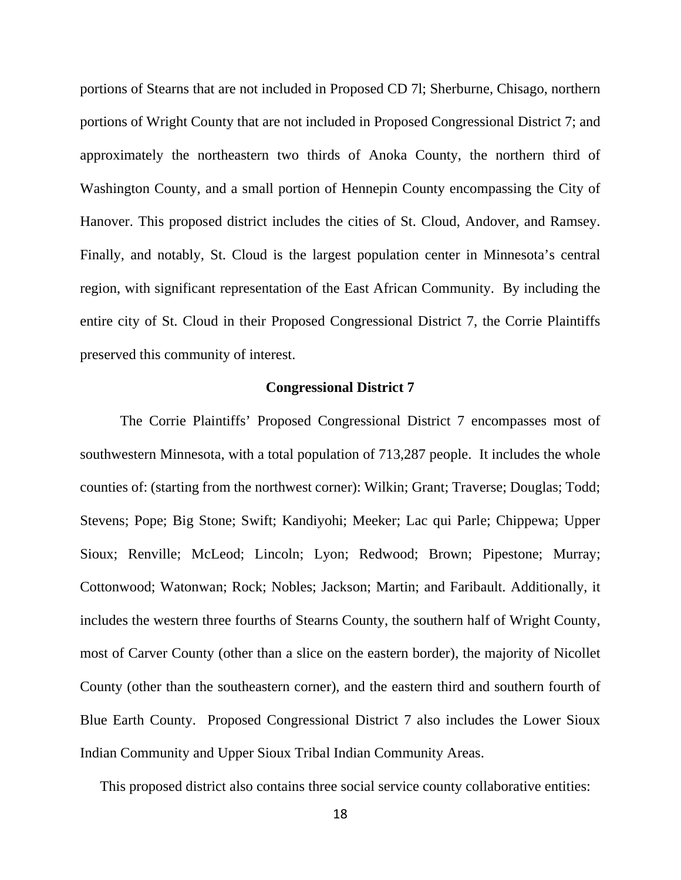portions of Stearns that are not included in Proposed CD 7l; Sherburne, Chisago, northern portions of Wright County that are not included in Proposed Congressional District 7; and approximately the northeastern two thirds of Anoka County, the northern third of Washington County, and a small portion of Hennepin County encompassing the City of Hanover. This proposed district includes the cities of St. Cloud, Andover, and Ramsey. Finally, and notably, St. Cloud is the largest population center in Minnesota's central region, with significant representation of the East African Community. By including the entire city of St. Cloud in their Proposed Congressional District 7, the Corrie Plaintiffs preserved this community of interest.

**Congressional District 7**

The Corrie Plaintiffs' Proposed Congressional District 7 encompasses most of southwestern Minnesota, with a total population of 713,287 people. It includes the whole counties of: (starting from the northwest corner): Wilkin; Grant; Traverse; Douglas; Todd; Stevens; Pope; Big Stone; Swift; Kandiyohi; Meeker; Lac qui Parle; Chippewa; Upper Sioux; Renville; McLeod; Lincoln; Lyon; Redwood; Brown; Pipestone; Murray; Cottonwood; Watonwan; Rock; Nobles; Jackson; Martin; and Faribault. Additionally, it includes the western three fourths of Stearns County, the southern half of Wright County, most of Carver County (other than a slice on the eastern border), the majority of Nicollet County (other than the southeastern corner), and the eastern third and southern fourth of Blue Earth County. Proposed Congressional District 7 also includes the Lower Sioux Indian Community and Upper Sioux Tribal Indian Community Areas.

This proposed district also contains three social service county collaborative entities: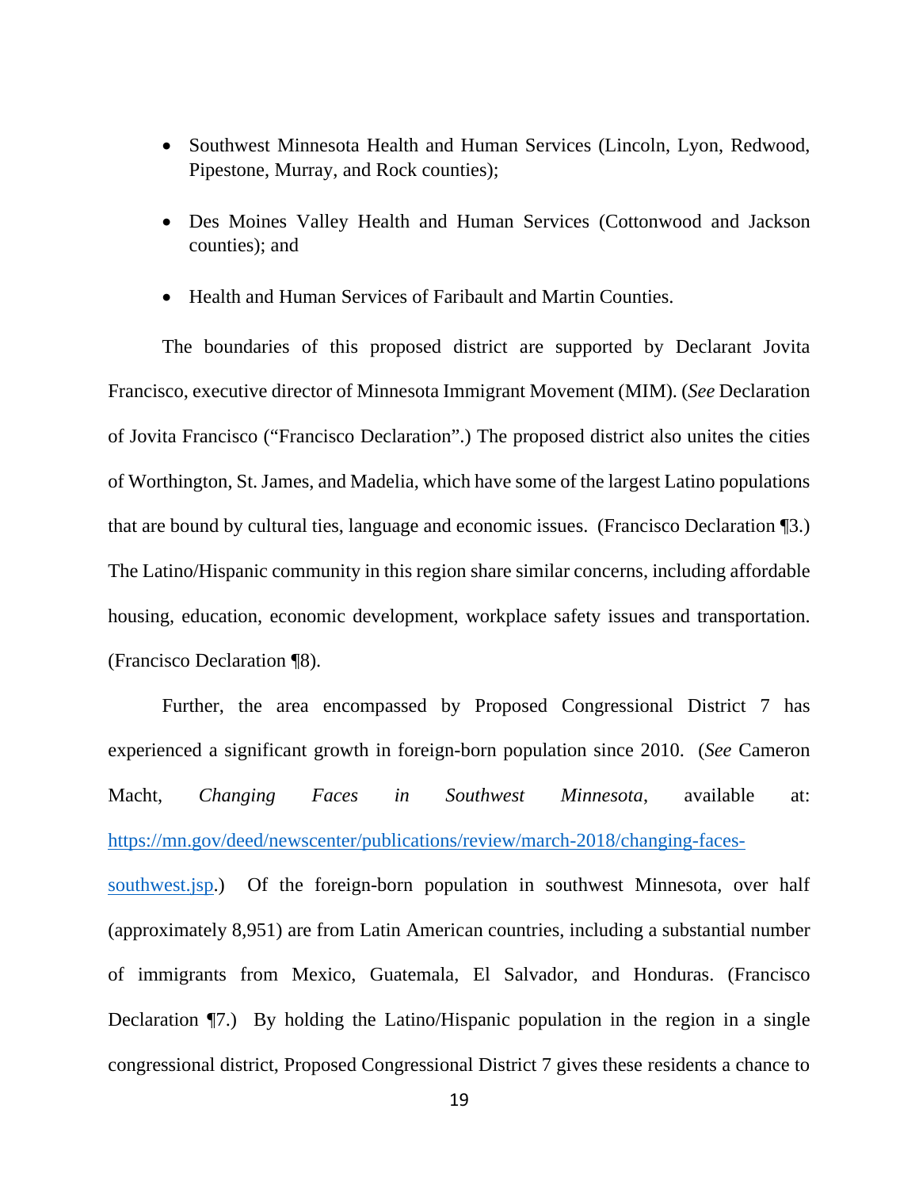- Southwest Minnesota Health and Human Services (Lincoln, Lyon, Redwood, Pipestone, Murray, and Rock counties);

- Des Moines Valley Health and Human Services (Cottonwood and Jackson counties); and

- Health and Human Services of Faribault and Martin Counties.

The boundaries of this proposed district are supported by Declarant Jovita Francisco, executive director of Minnesota Immigrant Movement (MIM). (*See* Declaration of Jovita Francisco ("Francisco Declaration".) The proposed district also unites the cities of Worthington, St. James, and Madelia, which have some of the largest Latino populations that are bound by cultural ties, language and economic issues. (Francisco Declaration ¶3.) The Latino/Hispanic community in this region share similar concerns, including affordable housing, education, economic development, workplace safety issues and transportation. (Francisco Declaration ¶8).

Further, the area encompassed by Proposed Congressional District 7 has experienced a significant growth in foreign-born population since 2010. (*See* Cameron Macht, *Changing Faces in Southwest Minnesota*, available at: [https://mn.gov/deed/newscenter/publications/review/march-2018/changing-faces-southwest.jsp](https://mn.gov/deed/newscenter/publications/review/march-2018/changing-faces-southwest.jsp).) Of the foreign-born population in southwest Minnesota, over half (approximately 8,951) are from Latin American countries, including a substantial number of immigrants from Mexico, Guatemala, El Salvador, and Honduras. (Francisco Declaration ¶7.) By holding the Latino/Hispanic population in the region in a single congressional district, Proposed Congressional District 7 gives these residents a chance to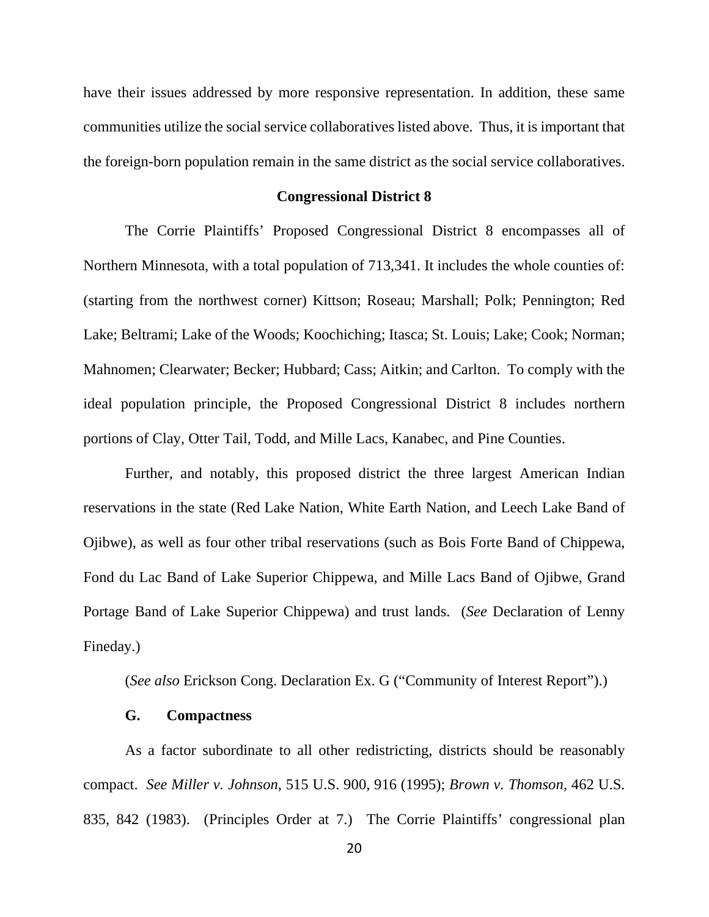have their issues addressed by more responsive representation. In addition, these same communities utilize the social service collaboratives listed above. Thus, it is important that the foreign-born population remain in the same district as the social service collaboratives.

**Congressional District 8**

The Corrie Plaintiffs' Proposed Congressional District 8 encompasses all of Northern Minnesota, with a total population of 713,341. It includes the whole counties of: (starting from the northwest corner) Kittson; Roseau; Marshall; Polk; Pennington; Red Lake; Beltrami; Lake of the Woods; Koochiching; Itasca; St. Louis; Lake; Cook; Norman; Mahnomen; Clearwater; Becker; Hubbard; Cass; Aitkin; and Carlton. To comply with the ideal population principle, the Proposed Congressional District 8 includes northern portions of Clay, Otter Tail, Todd, and Mille Lacs, Kanabec, and Pine Counties.

Further, and notably, this proposed district the three largest American Indian reservations in the state (Red Lake Nation, White Earth Nation, and Leech Lake Band of Ojibwe), as well as four other tribal reservations (such as Bois Forte Band of Chippewa, Fond du Lac Band of Lake Superior Chippewa, and Mille Lacs Band of Ojibwe, Grand Portage Band of Lake Superior Chippewa) and trust lands. (*See* Declaration of Lenny Fineday.)

(*See also* Erickson Cong. Declaration Ex. G ("Community of Interest Report").)

**G. Compactness**

As a factor subordinate to all other redistricting, districts should be reasonably compact. *See Miller v. Johnson*, 515 U.S. 900, 916 (1995); *Brown v. Thomson*, 462 U.S. 835, 842 (1983). (Principles Order at 7.) The Corrie Plaintiffs' congressional plan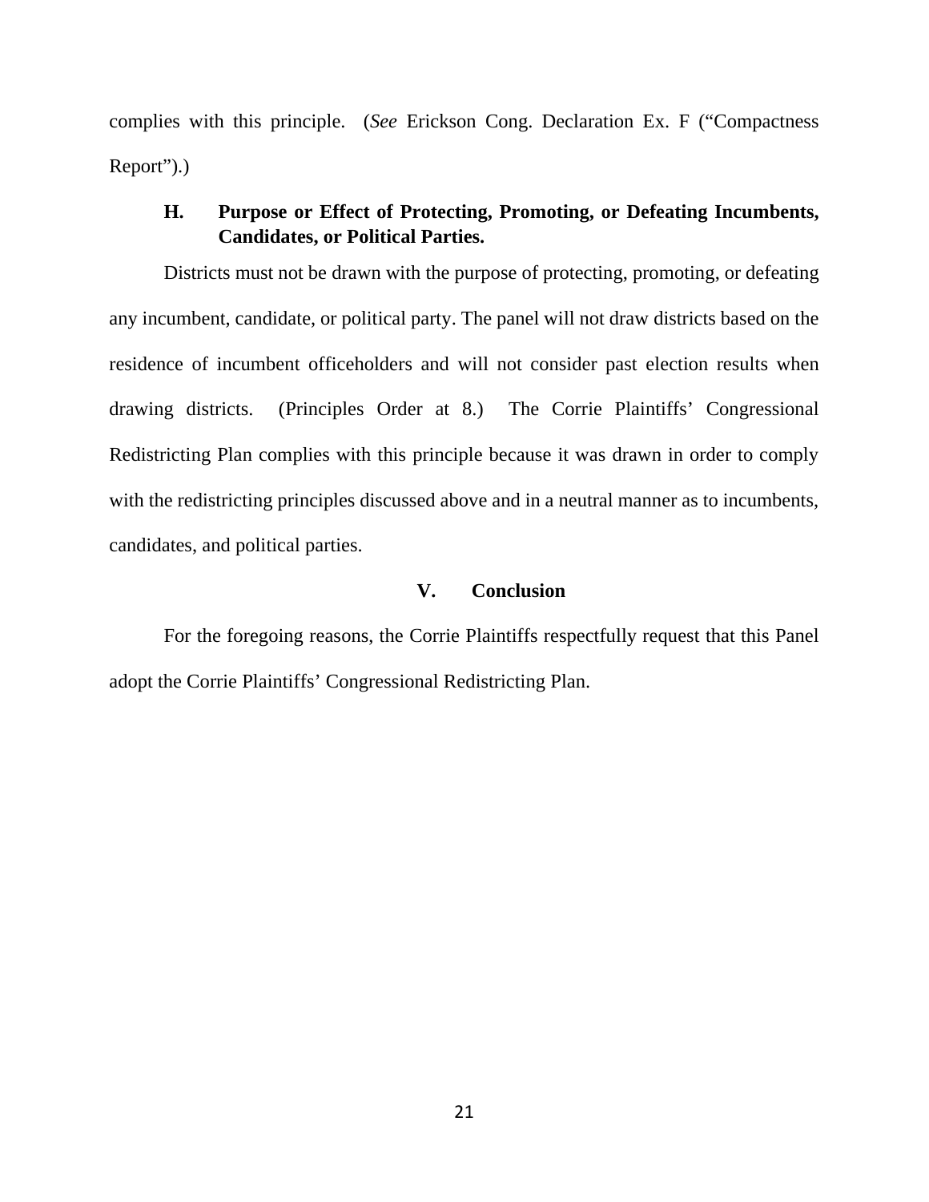complies with this principle. (*See* Erickson Cong. Declaration Ex. F ("Compactness Report").)

### H. Purpose or Effect of Protecting, Promoting, or Defeating Incumbents, Candidates, or Political Parties.

Districts must not be drawn with the purpose of protecting, promoting, or defeating any incumbent, candidate, or political party. The panel will not draw districts based on the residence of incumbent officeholders and will not consider past election results when drawing districts. (Principles Order at 8.) The Corrie Plaintiffs' Congressional Redistricting Plan complies with this principle because it was drawn in order to comply with the redistricting principles discussed above and in a neutral manner as to incumbents, candidates, and political parties.

## V. Conclusion

For the foregoing reasons, the Corrie Plaintiffs respectfully request that this Panel adopt the Corrie Plaintiffs' Congressional Redistricting Plan.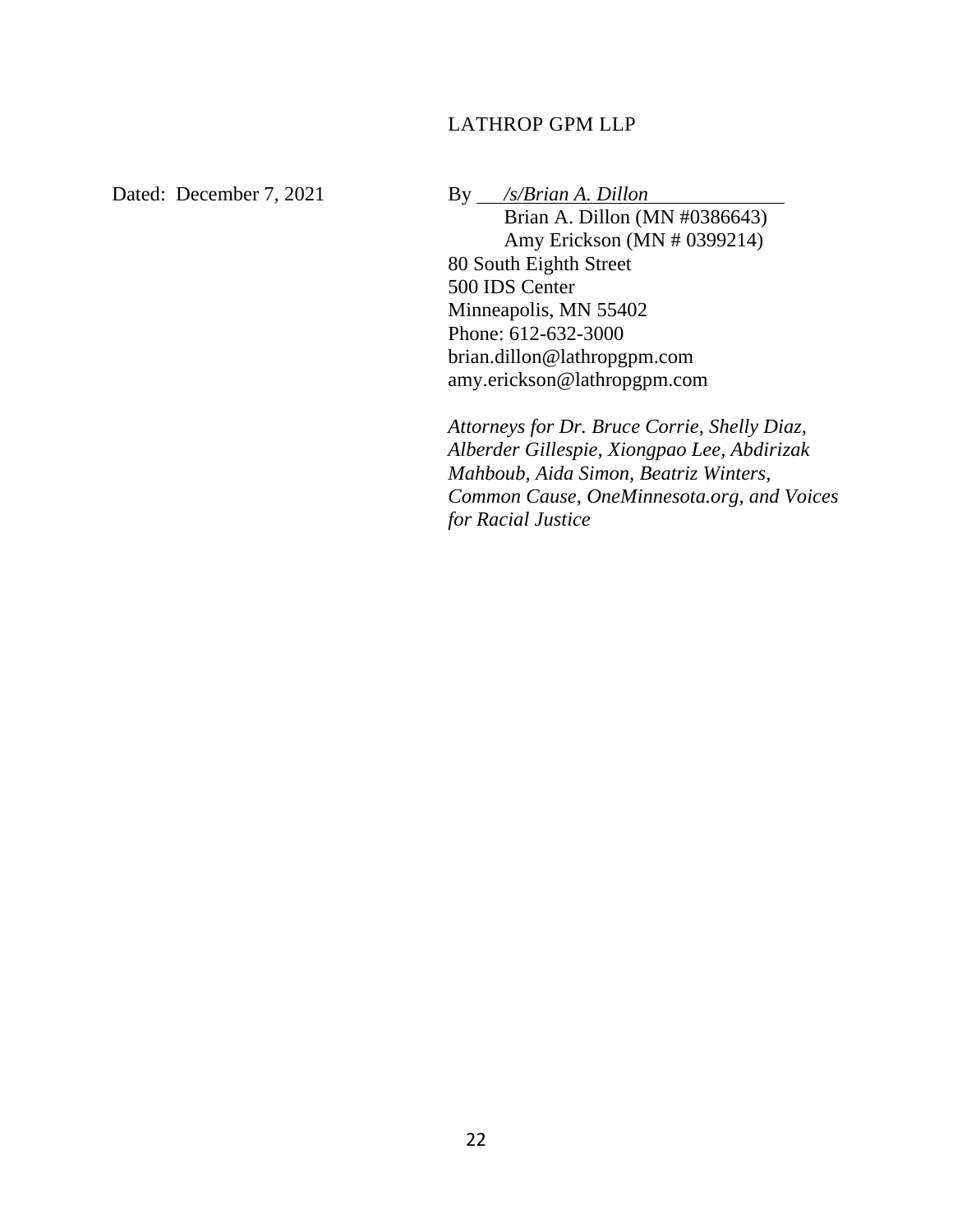LATHROP GPM LLP

Dated: December 7, 2021

By *​/s/Brian A. Dillon*

Brian A. Dillon (MN #0386643)
Amy Erickson (MN # 0399214)
80 South Eighth Street
500 IDS Center
Minneapolis, MN 55402
Phone: 612-632-3000
brian.dillon@lathropgpm.com
amy.erickson@lathropgpm.com

*Attorneys for Dr. Bruce Corrie, Shelly Diaz, Alberder Gillespie, Xiongpao Lee, Abdirizak Mahboub, Aida Simon, Beatriz Winters, Common Cause, OneMinnesota.org, and Voices for Racial Justice*